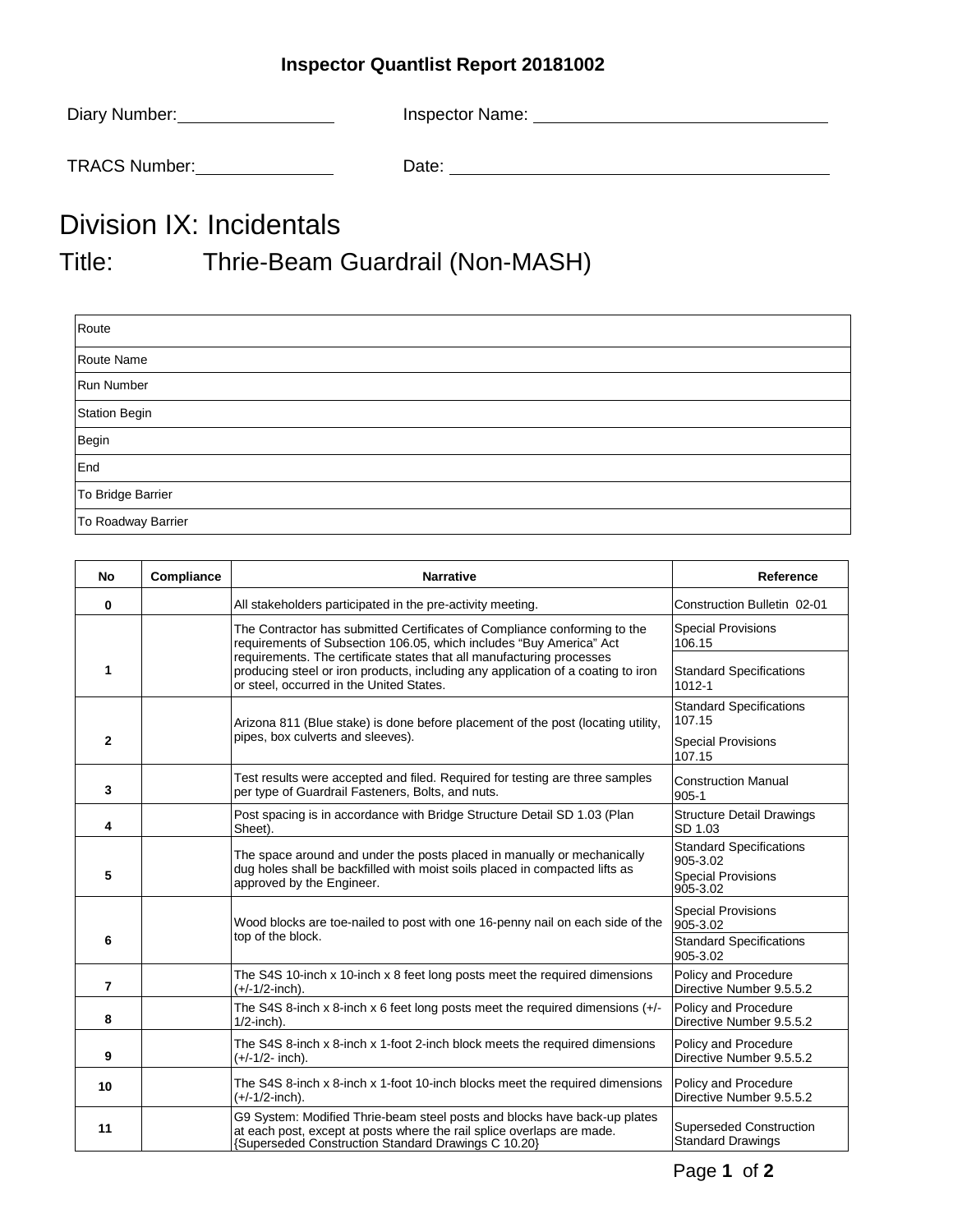**Inspector Quantlist Report 20181002**

Diary Number: \_\_\_\_\_\_\_\_\_\_\_\_\_\_\_\_ Inspector Name: \_\_\_\_\_\_\_\_\_\_\_\_\_\_\_\_\_\_\_\_\_\_\_\_\_\_\_\_\_\_

TRACS Number: \_\_\_\_\_\_\_\_\_\_\_\_\_\_ Date: \_\_\_\_\_\_\_\_\_\_\_\_\_\_\_\_\_\_\_\_\_\_\_\_\_\_\_\_\_\_\_\_\_\_\_\_\_\_

# Division IX: Incidentals

## Title: Thrie-Beam Guardrail (Non-MASH)

| | |
|---|---|
| Route | |
| Route Name | |
| Run Number | |
| Station Begin | |
| Begin | |
| End | |
| To Bridge Barrier | |
| To Roadway Barrier | |

| No | Compliance | Narrative | Reference |
|---|---|---|---|
| 0 | | All stakeholders participated in the pre-activity meeting. | Construction Bulletin 02-01 |
| 1 | | The Contractor has submitted Certificates of Compliance conforming to the requirements of Subsection 106.05, which includes "Buy America" Act requirements. The certificate states that all manufacturing processes producing steel or iron products, including any application of a coating to iron or steel, occurred in the United States. | Special Provisions 106.15<br>Standard Specifications 1012-1 |
| 2 | | Arizona 811 (Blue stake) is done before placement of the post (locating utility, pipes, box culverts and sleeves). | Standard Specifications 107.15<br>Special Provisions 107.15 |
| 3 | | Test results were accepted and filed. Required for testing are three samples per type of Guardrail Fasteners, Bolts, and nuts. | Construction Manual 905-1 |
| 4 | | Post spacing is in accordance with Bridge Structure Detail SD 1.03 (Plan Sheet). | Structure Detail Drawings SD 1.03 |
| 5 | | The space around and under the posts placed in manually or mechanically dug holes shall be backfilled with moist soils placed in compacted lifts as approved by the Engineer. | Standard Specifications 905-3.02<br>Special Provisions 905-3.02 |
| 6 | | Wood blocks are toe-nailed to post with one 16-penny nail on each side of the top of the block. | Special Provisions 905-3.02<br>Standard Specifications 905-3.02 |
| 7 | | The S4S 10-inch x 10-inch x 8 feet long posts meet the required dimensions (+/-1/2-inch). | Policy and Procedure Directive Number 9.5.5.2 |
| 8 | | The S4S 8-inch x 8-inch x 6 feet long posts meet the required dimensions (+/-1/2-inch). | Policy and Procedure Directive Number 9.5.5.2 |
| 9 | | The S4S 8-inch x 8-inch x 1-foot 2-inch block meets the required dimensions (+/-1/2- inch). | Policy and Procedure Directive Number 9.5.5.2 |
| 10 | | The S4S 8-inch x 8-inch x 1-foot 10-inch blocks meet the required dimensions (+/-1/2-inch). | Policy and Procedure Directive Number 9.5.5.2 |
| 11 | | G9 System: Modified Thrie-beam steel posts and blocks have back-up plates at each post, except at posts where the rail splice overlaps are made. {Superseded Construction Standard Drawings C 10.20} | Superseded Construction Standard Drawings |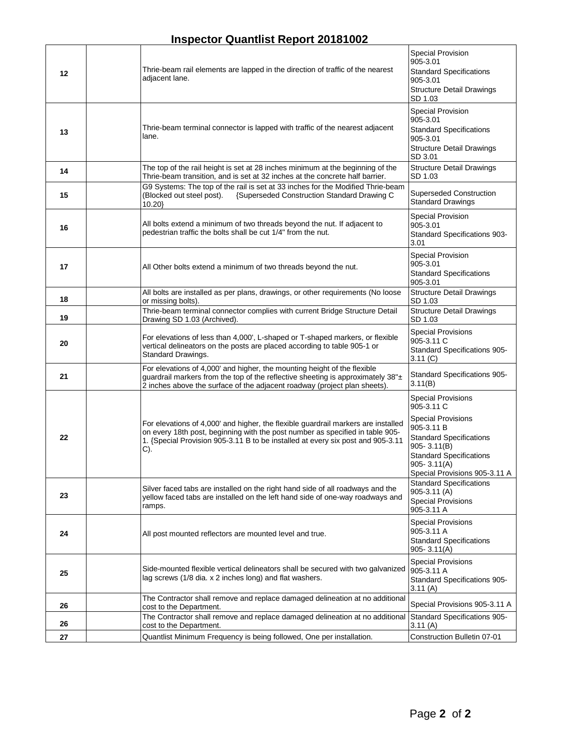# Inspector Quantlist Report 20181002

| | | | |
|---|---|---|---|
| 12 | | Thrie-beam rail elements are lapped in the direction of traffic of the nearest adjacent lane. | Special Provision 905-3.01<br>Standard Specifications 905-3.01<br>Structure Detail Drawings SD 1.03 |
| 13 | | Thrie-beam terminal connector is lapped with traffic of the nearest adjacent lane. | Special Provision 905-3.01<br>Standard Specifications 905-3.01<br>Structure Detail Drawings SD 3.01 |
| 14 | | The top of the rail height is set at 28 inches minimum at the beginning of the Thrie-beam transition, and is set at 32 inches at the concrete half barrier. | Structure Detail Drawings SD 1.03 |
| 15 | | G9 Systems: The top of the rail is set at 33 inches for the Modified Thrie-beam (Blocked out steel post). {Superseded Construction Standard Drawing C 10.20} | Superseded Construction Standard Drawings |
| 16 | | All bolts extend a minimum of two threads beyond the nut. If adjacent to pedestrian traffic the bolts shall be cut 1/4" from the nut. | Special Provision 905-3.01<br>Standard Specifications 903-3.01 |
| 17 | | All Other bolts extend a minimum of two threads beyond the nut. | Special Provision 905-3.01<br>Standard Specifications 905-3.01 |
| 18 | | All bolts are installed as per plans, drawings, or other requirements (No loose or missing bolts). | Structure Detail Drawings SD 1.03 |
| 19 | | Thrie-beam terminal connector complies with current Bridge Structure Detail Drawing SD 1.03 (Archived). | Structure Detail Drawings SD 1.03 |
| 20 | | For elevations of less than 4,000', L-shaped or T-shaped markers, or flexible vertical delineators on the posts are placed according to table 905-1 or Standard Drawings. | Special Provisions 905-3.11 C<br>Standard Specifications 905-3.11 (C) |
| 21 | | For elevations of 4,000' and higher, the mounting height of the flexible guardrail markers from the top of the reflective sheeting is approximately 38"± 2 inches above the surface of the adjacent roadway (project plan sheets). | Standard Specifications 905-3.11(B) |
| 22 | | For elevations of 4,000' and higher, the flexible guardrail markers are installed on every 18th post, beginning with the post number as specified in table 905-1. {Special Provision 905-3.11 B to be installed at every six post and 905-3.11 C). | Special Provisions 905-3.11 C<br>Special Provisions 905-3.11 B<br>Standard Specifications 905- 3.11(B)<br>Standard Specifications 905- 3.11(A)<br>Special Provisions 905-3.11 A |
| 23 | | Silver faced tabs are installed on the right hand side of all roadways and the yellow faced tabs are installed on the left hand side of one-way roadways and ramps. | Standard Specifications 905-3.11 (A)<br>Special Provisions 905-3.11 A |
| 24 | | All post mounted reflectors are mounted level and true. | Special Provisions 905-3.11 A<br>Standard Specifications 905- 3.11(A) |
| 25 | | Side-mounted flexible vertical delineators shall be secured with two galvanized lag screws (1/8 dia. x 2 inches long) and flat washers. | Special Provisions 905-3.11 A<br>Standard Specifications 905-3.11 (A) |
| 26 | | The Contractor shall remove and replace damaged delineation at no additional cost to the Department. | Special Provisions 905-3.11 A |
| 26 | | The Contractor shall remove and replace damaged delineation at no additional cost to the Department. | Standard Specifications 905-3.11 (A) |
| 27 | | Quantlist Minimum Frequency is being followed, One per installation. | Construction Bulletin 07-01 |